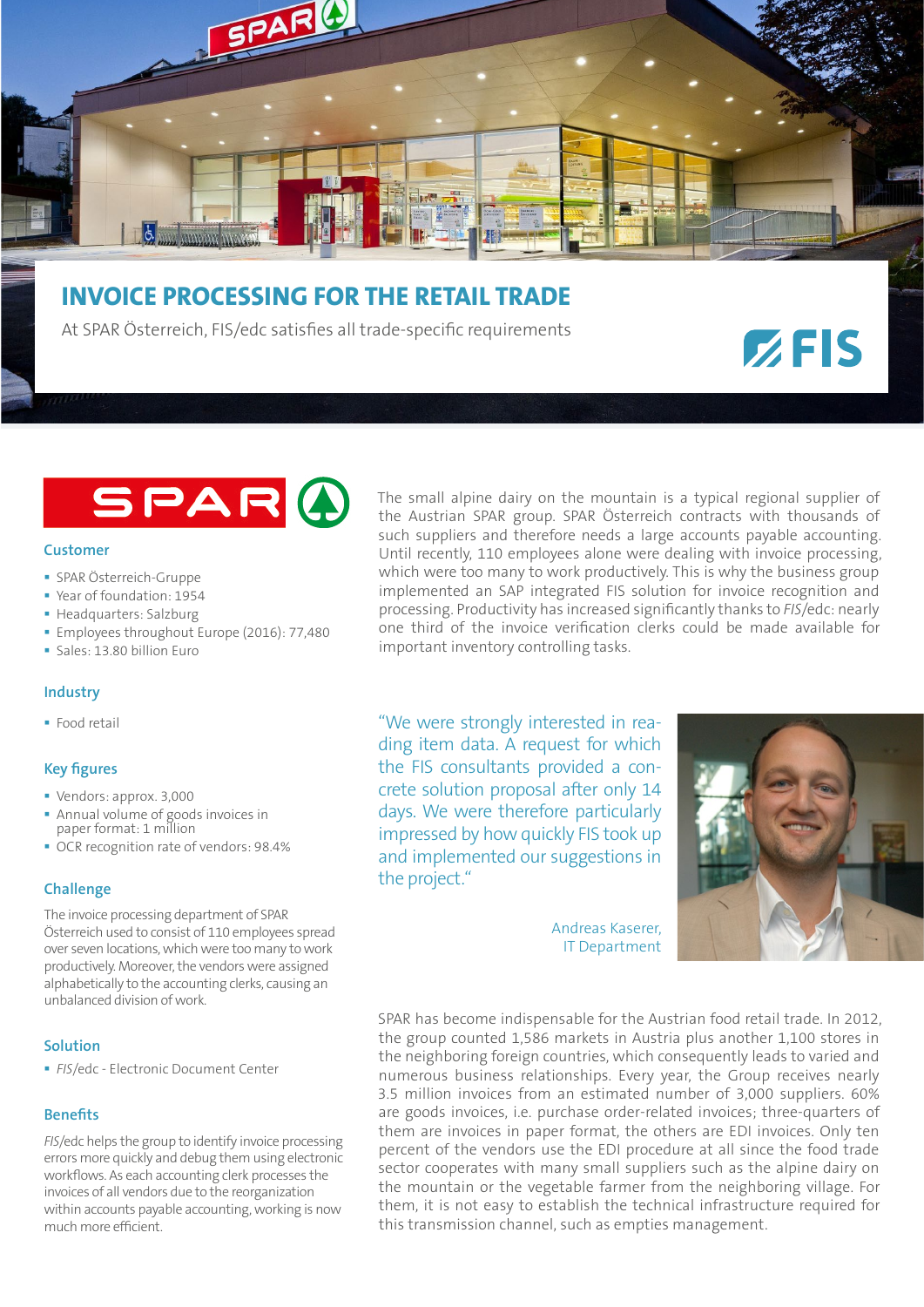# INVOICE PROCESSING FOR THE RETAIL TRADE

At SPAR Österreich, FIS/edc satisfies all trade-specific requirements

### Customer

- SPAR Österreich-Gruppe
- Year of foundation: 1954
- Headquarters: Salzburg
- Employees throughout Europe (2016): 77,480
- Sales: 13.80 billion Euro

### Industry

- Food retail

### Key figures

- Vendors: approx. 3,000
- Annual volume of goods invoices in paper format: 1 million
- OCR recognition rate of vendors: 98.4%

### Challenge

The invoice processing department of SPAR Österreich used to consist of 110 employees spread over seven locations, which were too many to work productively. Moreover, the vendors were assigned alphabetically to the accounting clerks, causing an unbalanced division of work.

### Solution

- *FIS*/edc - Electronic Document Center

### Benefits

*FIS*/edc helps the group to identify invoice processing errors more quickly and debug them using electronic workflows. As each accounting clerk processes the invoices of all vendors due to the reorganization within accounts payable accounting, working is now much more efficient.

The small alpine dairy on the mountain is a typical regional supplier of the Austrian SPAR group. SPAR Österreich contracts with thousands of such suppliers and therefore needs a large accounts payable accounting. Until recently, 110 employees alone were dealing with invoice processing, which were too many to work productively. This is why the business group implemented an SAP integrated FIS solution for invoice recognition and processing. Productivity has increased significantly thanks to *FIS*/edc: nearly one third of the invoice verification clerks could be made available for important inventory controlling tasks.

"We were strongly interested in reading item data. A request for which the FIS consultants provided a concrete solution proposal after only 14 days. We were therefore particularly impressed by how quickly FIS took up and implemented our suggestions in the project."

Andreas Kaserer,
IT Department

SPAR has become indispensable for the Austrian food retail trade. In 2012, the group counted 1,586 markets in Austria plus another 1,100 stores in the neighboring foreign countries, which consequently leads to varied and numerous business relationships. Every year, the Group receives nearly 3.5 million invoices from an estimated number of 3,000 suppliers. 60% are goods invoices, i.e. purchase order-related invoices; three-quarters of them are invoices in paper format, the others are EDI invoices. Only ten percent of the vendors use the EDI procedure at all since the food trade sector cooperates with many small suppliers such as the alpine dairy on the mountain or the vegetable farmer from the neighboring village. For them, it is not easy to establish the technical infrastructure required for this transmission channel, such as empties management.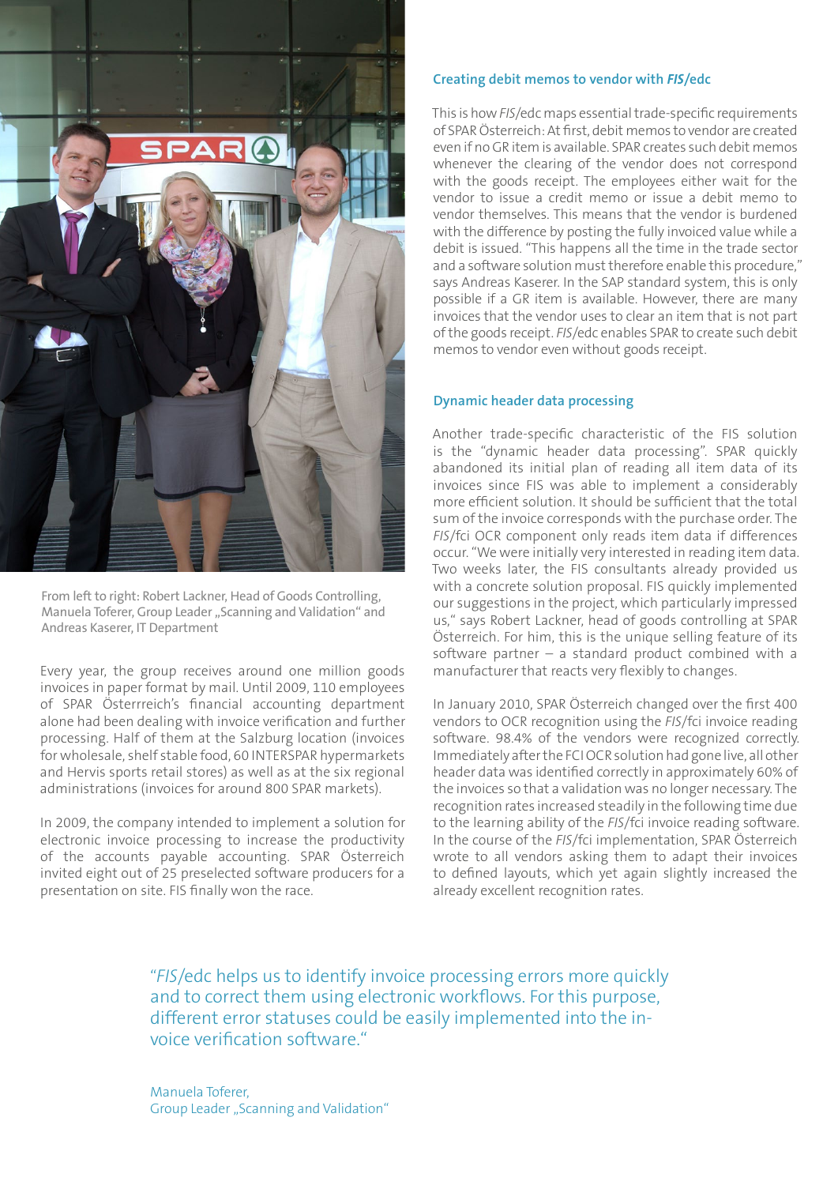From left to right: Robert Lackner, Head of Goods Controlling, Manuela Toferer, Group Leader „Scanning and Validation“ and Andreas Kaserer, IT Department

Every year, the group receives around one million goods invoices in paper format by mail. Until 2009, 110 employees of SPAR Österrreich's financial accounting department alone had been dealing with invoice verification and further processing. Half of them at the Salzburg location (invoices for wholesale, shelf stable food, 60 INTERSPAR hypermarkets and Hervis sports retail stores) as well as at the six regional administrations (invoices for around 800 SPAR markets).

In 2009, the company intended to implement a solution for electronic invoice processing to increase the productivity of the accounts payable accounting. SPAR Österreich invited eight out of 25 preselected software producers for a presentation on site. FIS finally won the race.

## Creating debit memos to vendor with *FIS*/edc

This is how *FIS*/edc maps essential trade-specific requirements of SPAR Österreich: At first, debit memos to vendor are created even if no GR item is available. SPAR creates such debit memos whenever the clearing of the vendor does not correspond with the goods receipt. The employees either wait for the vendor to issue a credit memo or issue a debit memo to vendor themselves. This means that the vendor is burdened with the difference by posting the fully invoiced value while a debit is issued. "This happens all the time in the trade sector and a software solution must therefore enable this procedure," says Andreas Kaserer. In the SAP standard system, this is only possible if a GR item is available. However, there are many invoices that the vendor uses to clear an item that is not part of the goods receipt. *FIS*/edc enables SPAR to create such debit memos to vendor even without goods receipt.

## Dynamic header data processing

Another trade-specific characteristic of the FIS solution is the "dynamic header data processing". SPAR quickly abandoned its initial plan of reading all item data of its invoices since FIS was able to implement a considerably more efficient solution. It should be sufficient that the total sum of the invoice corresponds with the purchase order. The *FIS*/fci OCR component only reads item data if differences occur. "We were initially very interested in reading item data. Two weeks later, the FIS consultants already provided us with a concrete solution proposal. FIS quickly implemented our suggestions in the project, which particularly impressed us," says Robert Lackner, head of goods controlling at SPAR Österreich. For him, this is the unique selling feature of its software partner – a standard product combined with a manufacturer that reacts very flexibly to changes.

In January 2010, SPAR Österreich changed over the first 400 vendors to OCR recognition using the *FIS*/fci invoice reading software. 98.4% of the vendors were recognized correctly. Immediately after the FCI OCR solution had gone live, all other header data was identified correctly in approximately 60% of the invoices so that a validation was no longer necessary. The recognition rates increased steadily in the following time due to the learning ability of the *FIS*/fci invoice reading software. In the course of the *FIS*/fci implementation, SPAR Österreich wrote to all vendors asking them to adapt their invoices to defined layouts, which yet again slightly increased the already excellent recognition rates.

> "*FIS*/edc helps us to identify invoice processing errors more quickly and to correct them using electronic workflows. For this purpose, different error statuses could be easily implemented into the invoice verification software."
>
> Manuela Toferer,
> Group Leader „Scanning and Validation“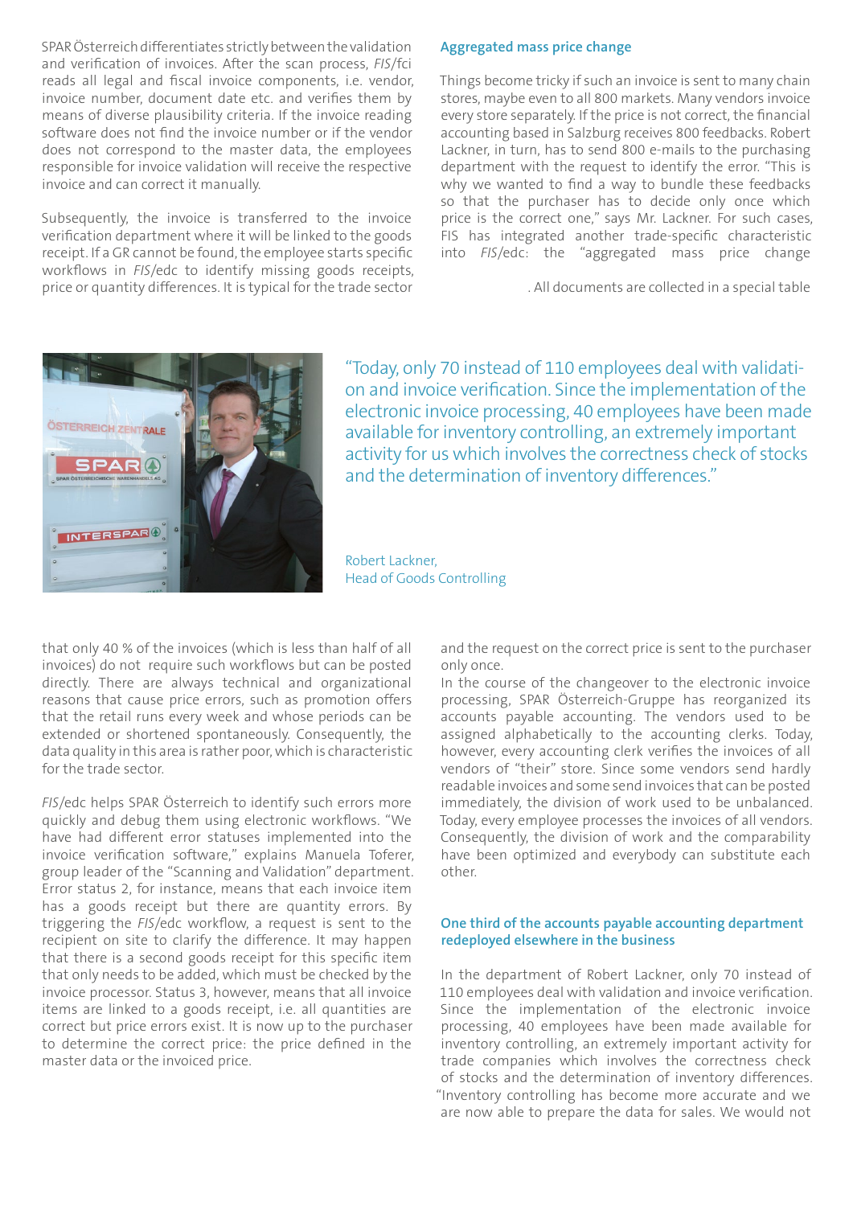SPAR Österreich differentiates strictly between the validation and verification of invoices. After the scan process, *FIS*/fci reads all legal and fiscal invoice components, i.e. vendor, invoice number, document date etc. and verifies them by means of diverse plausibility criteria. If the invoice reading software does not find the invoice number or if the vendor does not correspond to the master data, the employees responsible for invoice validation will receive the respective invoice and can correct it manually.

Subsequently, the invoice is transferred to the invoice verification department where it will be linked to the goods receipt. If a GR cannot be found, the employee starts specific workflows in *FIS*/edc to identify missing goods receipts, price or quantity differences. It is typical for the trade sector that only 40 % of the invoices (which is less than half of all invoices) do not require such workflows but can be posted directly. There are always technical and organizational reasons that cause price errors, such as promotion offers that the retail runs every week and whose periods can be extended or shortened spontaneously. Consequently, the data quality in this area is rather poor, which is characteristic for the trade sector.

*FIS*/edc helps SPAR Österreich to identify such errors more quickly and debug them using electronic workflows. "We have had different error statuses implemented into the invoice verification software," explains Manuela Toferer, group leader of the "Scanning and Validation" department. Error status 2, for instance, means that each invoice item has a goods receipt but there are quantity errors. By triggering the *FIS*/edc workflow, a request is sent to the recipient on site to clarify the difference. It may happen that there is a second goods receipt for this specific item that only needs to be added, which must be checked by the invoice processor. Status 3, however, means that all invoice items are linked to a goods receipt, i.e. all quantities are correct but price errors exist. It is now up to the purchaser to determine the correct price: the price defined in the master data or the invoiced price.

## Aggregated mass price change

Things become tricky if such an invoice is sent to many chain stores, maybe even to all 800 markets. Many vendors invoice every store separately. If the price is not correct, the financial accounting based in Salzburg receives 800 feedbacks. Robert Lackner, in turn, has to send 800 e-mails to the purchasing department with the request to identify the error. "This is why we wanted to find a way to bundle these feedbacks so that the purchaser has to decide only once which price is the correct one," says Mr. Lackner. For such cases, FIS has integrated another trade-specific characteristic into *FIS*/edc: the "aggregated mass price change . All documents are collected in a special table and the request on the correct price is sent to the purchaser only once.

In the course of the changeover to the electronic invoice processing, SPAR Österreich-Gruppe has reorganized its accounts payable accounting. The vendors used to be assigned alphabetically to the accounting clerks. Today, however, every accounting clerk verifies the invoices of all vendors of "their" store. Since some vendors send hardly readable invoices and some send invoices that can be posted immediately, the division of work used to be unbalanced. Today, every employee processes the invoices of all vendors. Consequently, the division of work and the comparability have been optimized and everybody can substitute each other.

> "Today, only 70 instead of 110 employees deal with validation and invoice verification. Since the implementation of the electronic invoice processing, 40 employees have been made available for inventory controlling, an extremely important activity for us which involves the correctness check of stocks and the determination of inventory differences."
>
> Robert Lackner,
> Head of Goods Controlling

## One third of the accounts payable accounting department redeployed elsewhere in the business

In the department of Robert Lackner, only 70 instead of 110 employees deal with validation and invoice verification. Since the implementation of the electronic invoice processing, 40 employees have been made available for inventory controlling, an extremely important activity for trade companies which involves the correctness check of stocks and the determination of inventory differences. "Inventory controlling has become more accurate and we are now able to prepare the data for sales. We would not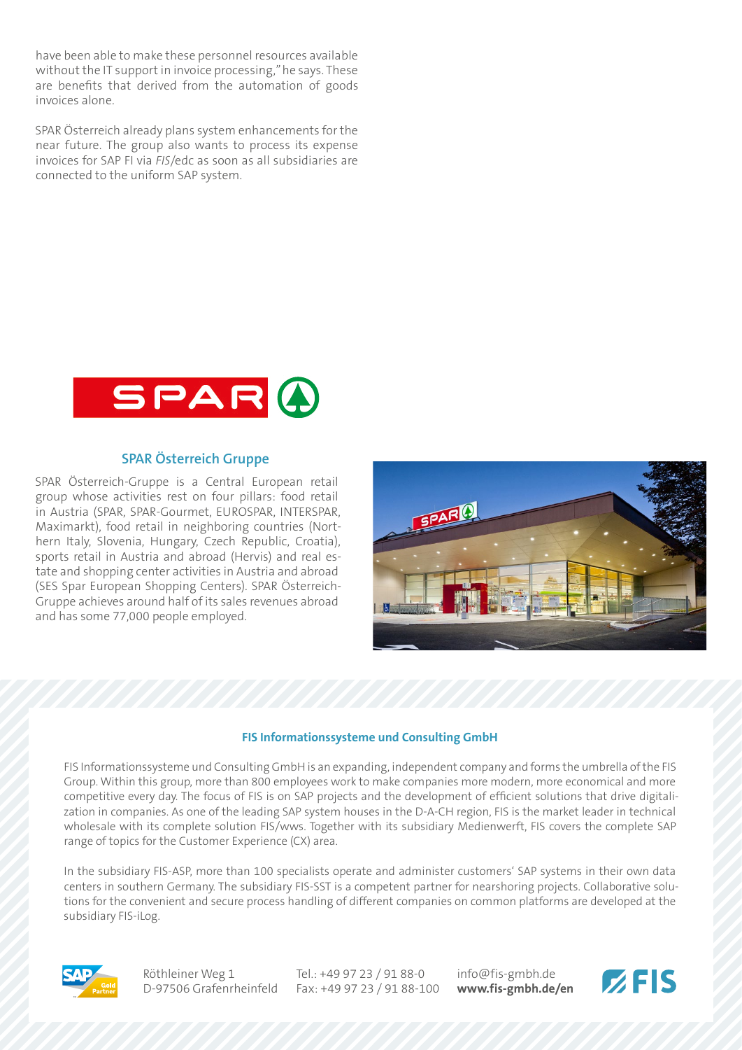have been able to make these personnel resources available without the IT support in invoice processing," he says. These are benefits that derived from the automation of goods invoices alone.

SPAR Österreich already plans system enhancements for the near future. The group also wants to process its expense invoices for SAP FI via *FIS*/edc as soon as all subsidiaries are connected to the uniform SAP system.

## SPAR Österreich Gruppe

SPAR Österreich-Gruppe is a Central European retail group whose activities rest on four pillars: food retail in Austria (SPAR, SPAR-Gourmet, EUROSPAR, INTERSPAR, Maximarkt), food retail in neighboring countries (Northern Italy, Slovenia, Hungary, Czech Republic, Croatia), sports retail in Austria and abroad (Hervis) and real estate and shopping center activities in Austria and abroad (SES Spar European Shopping Centers). SPAR Österreich-Gruppe achieves around half of its sales revenues abroad and has some 77,000 people employed.

## FIS Informationssysteme und Consulting GmbH

FIS Informationssysteme und Consulting GmbH is an expanding, independent company and forms the umbrella of the FIS Group. Within this group, more than 800 employees work to make companies more modern, more economical and more competitive every day. The focus of FIS is on SAP projects and the development of efficient solutions that drive digitalization in companies. As one of the leading SAP system houses in the D-A-CH region, FIS is the market leader in technical wholesale with its complete solution FIS/wws. Together with its subsidiary Medienwerft, FIS covers the complete SAP range of topics for the Customer Experience (CX) area.

In the subsidiary FIS-ASP, more than 100 specialists operate and administer customers' SAP systems in their own data centers in southern Germany. The subsidiary FIS-SST is a competent partner for nearshoring projects. Collaborative solutions for the convenient and secure process handling of different companies on common platforms are developed at the subsidiary FIS-iLog.

Röthleiner Weg 1
D-97506 Grafenrheinfeld

Tel.: +49 97 23 / 91 88-0
Fax: +49 97 23 / 91 88-100

info@fis-gmbh.de
**www.fis-gmbh.de/en**